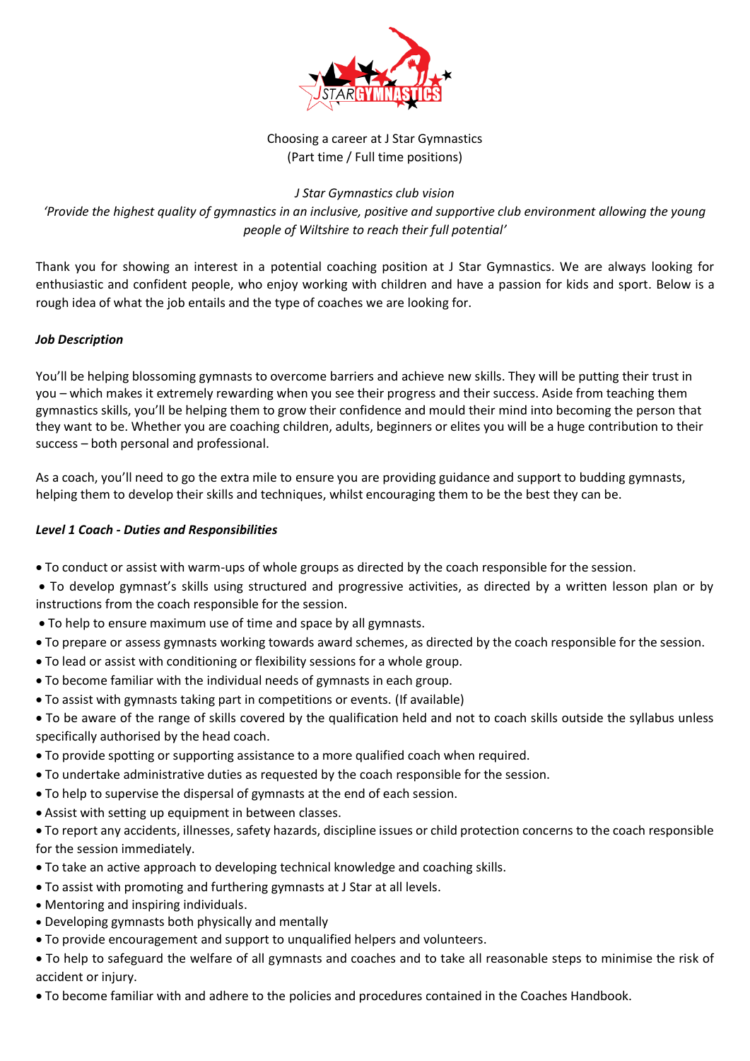Choosing a career at J Star Gymnastics
(Part time / Full time positions)

*J Star Gymnastics club vision*

*'Provide the highest quality of gymnastics in an inclusive, positive and supportive club environment allowing the young people of Wiltshire to reach their full potential'*

Thank you for showing an interest in a potential coaching position at J Star Gymnastics. We are always looking for enthusiastic and confident people, who enjoy working with children and have a passion for kids and sport. Below is a rough idea of what the job entails and the type of coaches we are looking for.

***Job Description***

You'll be helping blossoming gymnasts to overcome barriers and achieve new skills. They will be putting their trust in you – which makes it extremely rewarding when you see their progress and their success. Aside from teaching them gymnastics skills, you'll be helping them to grow their confidence and mould their mind into becoming the person that they want to be. Whether you are coaching children, adults, beginners or elites you will be a huge contribution to their success – both personal and professional.

As a coach, you'll need to go the extra mile to ensure you are providing guidance and support to budding gymnasts, helping them to develop their skills and techniques, whilst encouraging them to be the best they can be.

***Level 1 Coach - Duties and Responsibilities***

- To conduct or assist with warm-ups of whole groups as directed by the coach responsible for the session.
- To develop gymnast's skills using structured and progressive activities, as directed by a written lesson plan or by instructions from the coach responsible for the session.
- To help to ensure maximum use of time and space by all gymnasts.
- To prepare or assess gymnasts working towards award schemes, as directed by the coach responsible for the session.
- To lead or assist with conditioning or flexibility sessions for a whole group.
- To become familiar with the individual needs of gymnasts in each group.
- To assist with gymnasts taking part in competitions or events. (If available)
- To be aware of the range of skills covered by the qualification held and not to coach skills outside the syllabus unless specifically authorised by the head coach.
- To provide spotting or supporting assistance to a more qualified coach when required.
- To undertake administrative duties as requested by the coach responsible for the session.
- To help to supervise the dispersal of gymnasts at the end of each session.
- Assist with setting up equipment in between classes.
- To report any accidents, illnesses, safety hazards, discipline issues or child protection concerns to the coach responsible for the session immediately.
- To take an active approach to developing technical knowledge and coaching skills.
- To assist with promoting and furthering gymnasts at J Star at all levels.
- Mentoring and inspiring individuals.
- Developing gymnasts both physically and mentally
- To provide encouragement and support to unqualified helpers and volunteers.
- To help to safeguard the welfare of all gymnasts and coaches and to take all reasonable steps to minimise the risk of accident or injury.
- To become familiar with and adhere to the policies and procedures contained in the Coaches Handbook.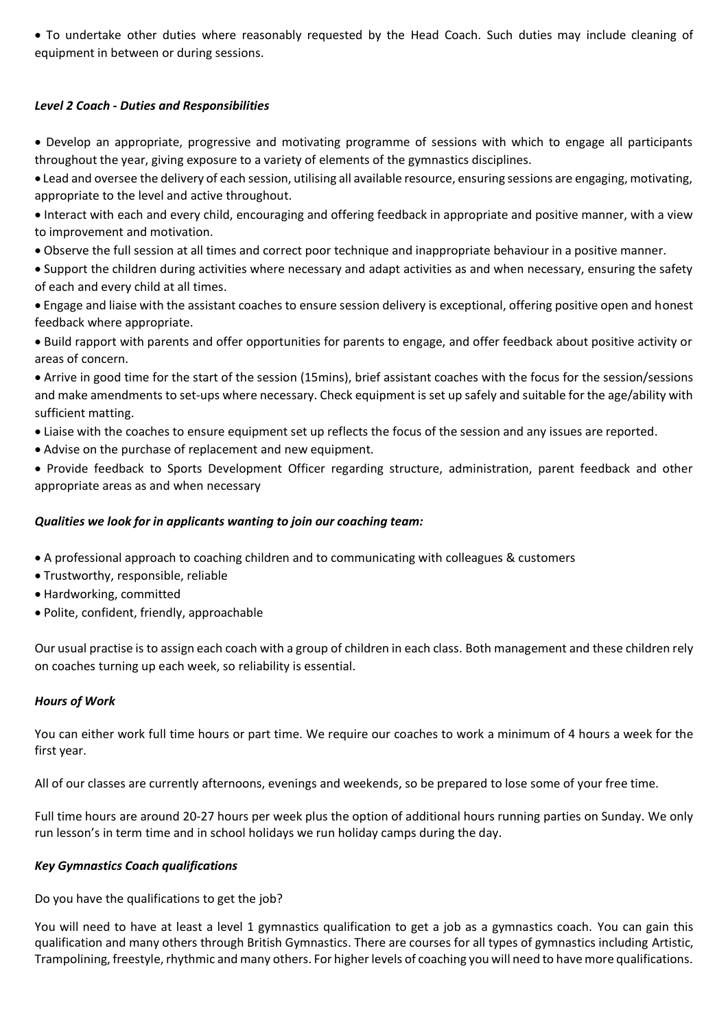- To undertake other duties where reasonably requested by the Head Coach. Such duties may include cleaning of equipment in between or during sessions.

### *Level 2 Coach - Duties and Responsibilities*

- Develop an appropriate, progressive and motivating programme of sessions with which to engage all participants throughout the year, giving exposure to a variety of elements of the gymnastics disciplines.
- Lead and oversee the delivery of each session, utilising all available resource, ensuring sessions are engaging, motivating, appropriate to the level and active throughout.
- Interact with each and every child, encouraging and offering feedback in appropriate and positive manner, with a view to improvement and motivation.
- Observe the full session at all times and correct poor technique and inappropriate behaviour in a positive manner.
- Support the children during activities where necessary and adapt activities as and when necessary, ensuring the safety of each and every child at all times.
- Engage and liaise with the assistant coaches to ensure session delivery is exceptional, offering positive open and honest feedback where appropriate.
- Build rapport with parents and offer opportunities for parents to engage, and offer feedback about positive activity or areas of concern.
- Arrive in good time for the start of the session (15mins), brief assistant coaches with the focus for the session/sessions and make amendments to set-ups where necessary. Check equipment is set up safely and suitable for the age/ability with sufficient matting.
- Liaise with the coaches to ensure equipment set up reflects the focus of the session and any issues are reported.
- Advise on the purchase of replacement and new equipment.
- Provide feedback to Sports Development Officer regarding structure, administration, parent feedback and other appropriate areas as and when necessary

### *Qualities we look for in applicants wanting to join our coaching team:*

- A professional approach to coaching children and to communicating with colleagues & customers
- Trustworthy, responsible, reliable
- Hardworking, committed
- Polite, confident, friendly, approachable

Our usual practise is to assign each coach with a group of children in each class. Both management and these children rely on coaches turning up each week, so reliability is essential.

### *Hours of Work*

You can either work full time hours or part time. We require our coaches to work a minimum of 4 hours a week for the first year.

All of our classes are currently afternoons, evenings and weekends, so be prepared to lose some of your free time.

Full time hours are around 20-27 hours per week plus the option of additional hours running parties on Sunday. We only run lesson's in term time and in school holidays we run holiday camps during the day.

### *Key Gymnastics Coach qualifications*

Do you have the qualifications to get the job?

You will need to have at least a level 1 gymnastics qualification to get a job as a gymnastics coach. You can gain this qualification and many others through British Gymnastics. There are courses for all types of gymnastics including Artistic, Trampolining, freestyle, rhythmic and many others. For higher levels of coaching you will need to have more qualifications.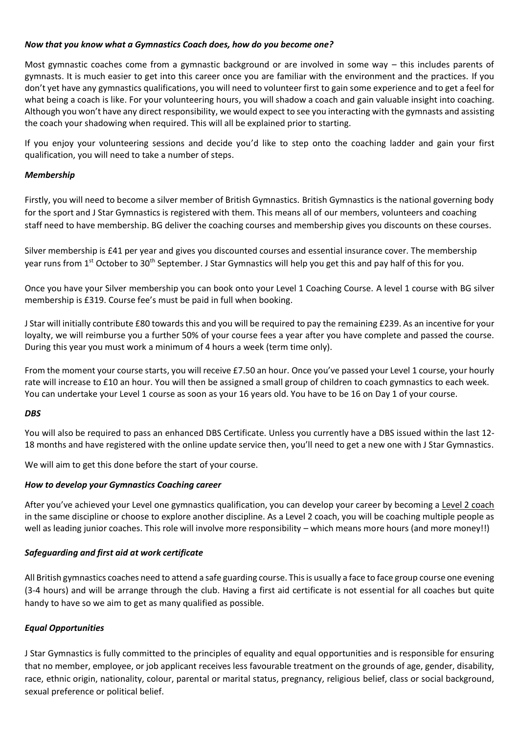***Now that you know what a Gymnastics Coach does, how do you become one?***

Most gymnastic coaches come from a gymnastic background or are involved in some way – this includes parents of gymnasts. It is much easier to get into this career once you are familiar with the environment and the practices. If you don't yet have any gymnastics qualifications, you will need to volunteer first to gain some experience and to get a feel for what being a coach is like. For your volunteering hours, you will shadow a coach and gain valuable insight into coaching. Although you won't have any direct responsibility, we would expect to see you interacting with the gymnasts and assisting the coach your shadowing when required. This will all be explained prior to starting.

If you enjoy your volunteering sessions and decide you'd like to step onto the coaching ladder and gain your first qualification, you will need to take a number of steps.

***Membership***

Firstly, you will need to become a silver member of British Gymnastics. British Gymnastics is the national governing body for the sport and J Star Gymnastics is registered with them. This means all of our members, volunteers and coaching staff need to have membership. BG deliver the coaching courses and membership gives you discounts on these courses.

Silver membership is £41 per year and gives you discounted courses and essential insurance cover. The membership year runs from 1st October to 30th September. J Star Gymnastics will help you get this and pay half of this for you.

Once you have your Silver membership you can book onto your Level 1 Coaching Course. A level 1 course with BG silver membership is £319. Course fee's must be paid in full when booking.

J Star will initially contribute £80 towards this and you will be required to pay the remaining £239. As an incentive for your loyalty, we will reimburse you a further 50% of your course fees a year after you have complete and passed the course. During this year you must work a minimum of 4 hours a week (term time only).

From the moment your course starts, you will receive £7.50 an hour. Once you've passed your Level 1 course, your hourly rate will increase to £10 an hour. You will then be assigned a small group of children to coach gymnastics to each week. You can undertake your Level 1 course as soon as your 16 years old. You have to be 16 on Day 1 of your course.

***DBS***

You will also be required to pass an enhanced DBS Certificate. Unless you currently have a DBS issued within the last 12-18 months and have registered with the online update service then, you'll need to get a new one with J Star Gymnastics.

We will aim to get this done before the start of your course.

***How to develop your Gymnastics Coaching career***

After you've achieved your Level one gymnastics qualification, you can develop your career by becoming a Level 2 coach in the same discipline or choose to explore another discipline. As a Level 2 coach, you will be coaching multiple people as well as leading junior coaches. This role will involve more responsibility – which means more hours (and more money!!)

***Safeguarding and first aid at work certificate***

All British gymnastics coaches need to attend a safe guarding course. This is usually a face to face group course one evening (3-4 hours) and will be arrange through the club. Having a first aid certificate is not essential for all coaches but quite handy to have so we aim to get as many qualified as possible.

***Equal Opportunities***

J Star Gymnastics is fully committed to the principles of equality and equal opportunities and is responsible for ensuring that no member, employee, or job applicant receives less favourable treatment on the grounds of age, gender, disability, race, ethnic origin, nationality, colour, parental or marital status, pregnancy, religious belief, class or social background, sexual preference or political belief.